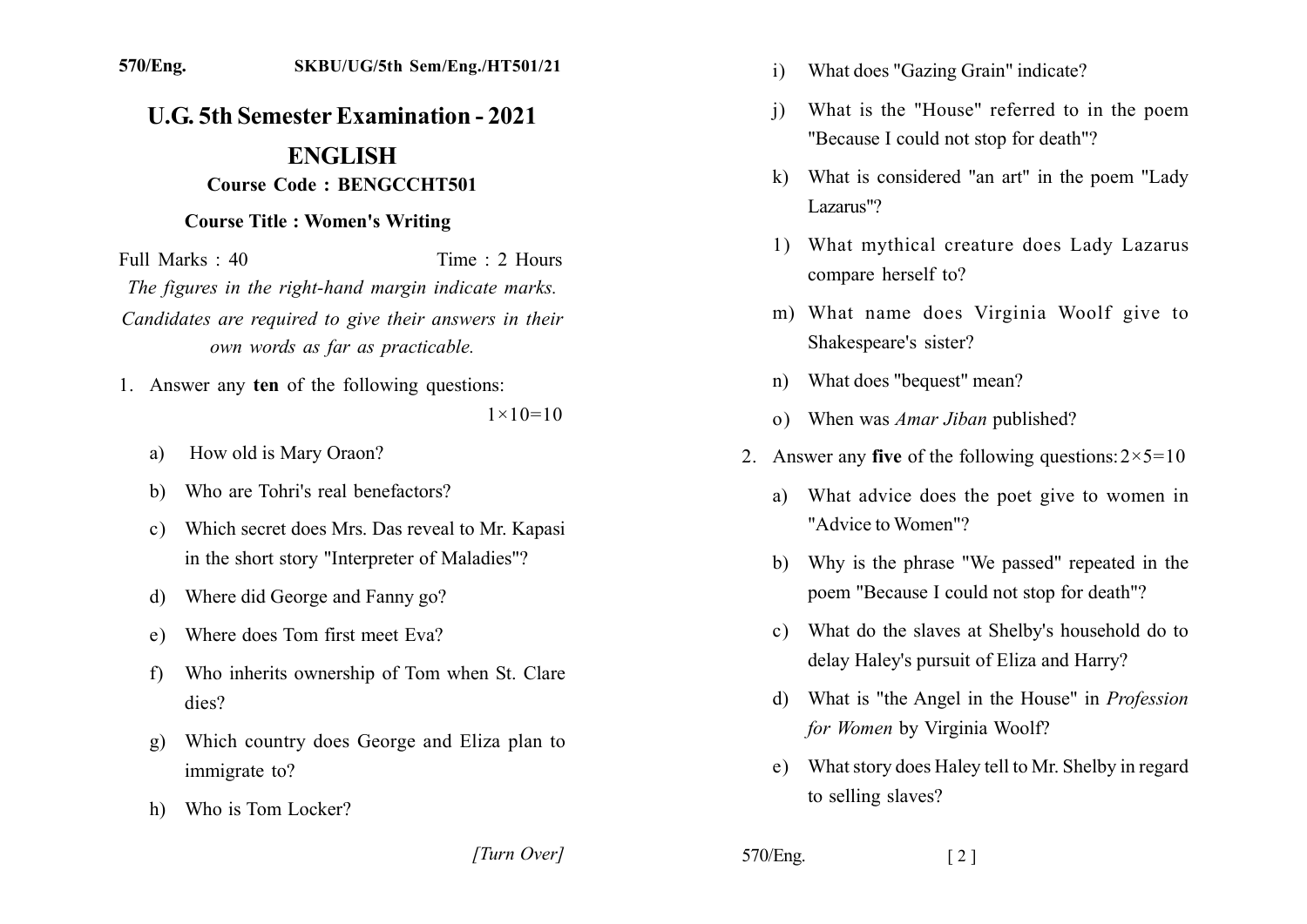570/Eng. SKBU/UG/5th Sem/Eng./HT501/21

# U.G. 5th Semester Examination - 2021

## ENGLISH

### Course Code : BENGCCHT501

### Course Title : Women's Writing

Full Marks : 40 Time : 2 Hours

*The figures in the right-hand margin indicate marks.*

*Candidates are required to give their answers in their own words as far as practicable.*

1. Answer any **ten** of the following questions: $1\times10=10$

   a) How old is Mary Oraon?

   b) Who are Tohri's real benefactors?

   c) Which secret does Mrs. Das reveal to Mr. Kapasi in the short story "Interpreter of Maladies"?

   d) Where did George and Fanny go?

   e) Where does Tom first meet Eva?

   f) Who inherits ownership of Tom when St. Clare dies?

   g) Which country does George and Eliza plan to immigrate to?

   h) Who is Tom Locker?

   i) What does "Gazing Grain" indicate?

   j) What is the "House" referred to in the poem "Because I could not stop for death"?

   k) What is considered "an art" in the poem "Lady Lazarus"?

   l) What mythical creature does Lady Lazarus compare herself to?

   m) What name does Virginia Woolf give to Shakespeare's sister?

   n) What does "bequest" mean?

   o) When was *Amar Jiban* published?

2. Answer any **five** of the following questions: $2\times5=10$

   a) What advice does the poet give to women in "Advice to Women"?

   b) Why is the phrase "We passed" repeated in the poem "Because I could not stop for death"?

   c) What do the slaves at Shelby's household do to delay Haley's pursuit of Eliza and Harry?

   d) What is "the Angel in the House" in *Profession for Women* by Virginia Woolf?

   e) What story does Haley tell to Mr. Shelby in regard to selling slaves?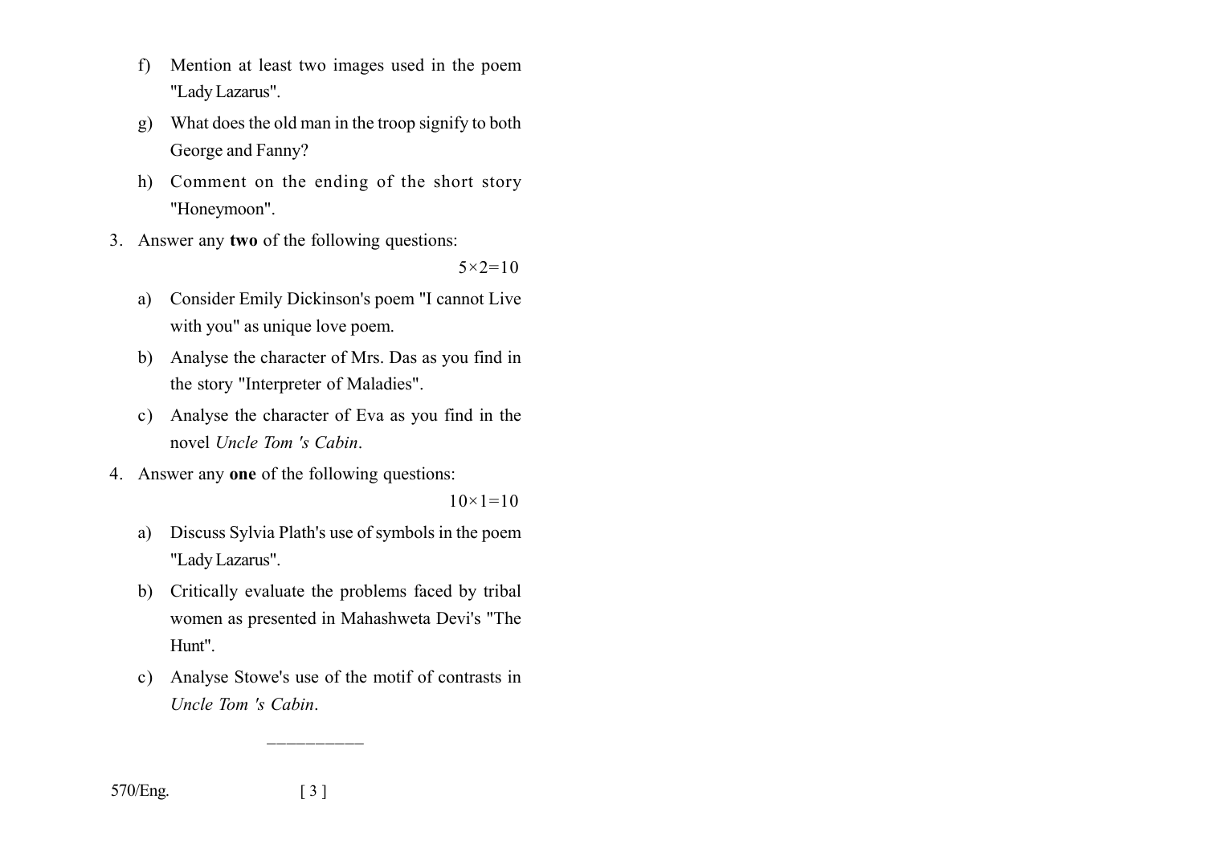f) Mention at least two images used in the poem "Lady Lazarus".

g) What does the old man in the troop signify to both George and Fanny?

h) Comment on the ending of the short story "Honeymoon".

3. Answer any **two** of the following questions:

$5 \times 2 = 10$

a) Consider Emily Dickinson's poem "I cannot Live with you" as unique love poem.

b) Analyse the character of Mrs. Das as you find in the story "Interpreter of Maladies".

c) Analyse the character of Eva as you find in the novel *Uncle Tom 's Cabin*.

4. Answer any **one** of the following questions:

$10 \times 1 = 10$

a) Discuss Sylvia Plath's use of symbols in the poem "Lady Lazarus".

b) Critically evaluate the problems faced by tribal women as presented in Mahashweta Devi's "The Hunt".

c) Analyse Stowe's use of the motif of contrasts in *Uncle Tom 's Cabin*.

__________

570/Eng.